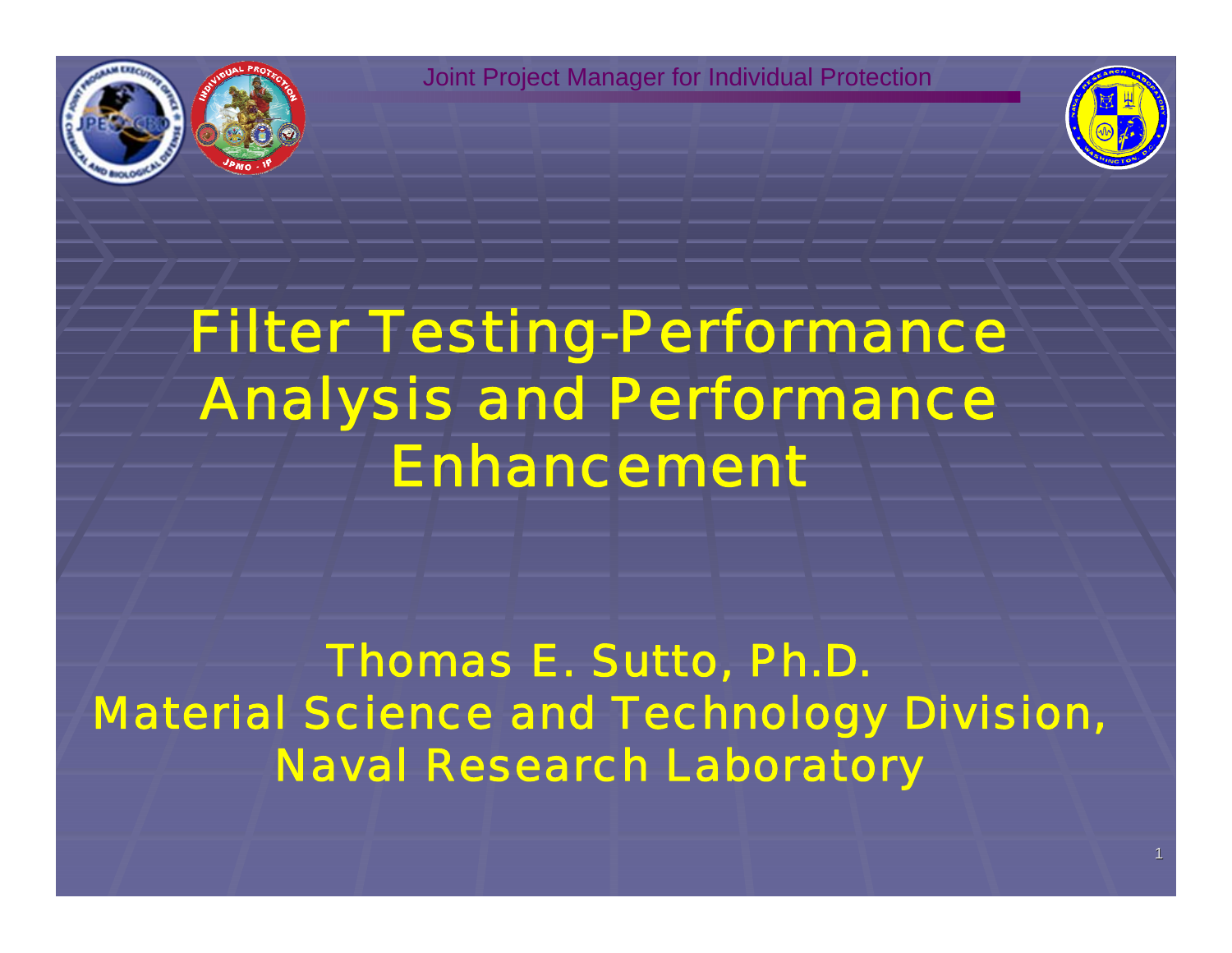Joint Project Manager for Individual Protection

# Filter Testing-Performance Analysis and Performance Enhancement

Thomas E. Sutto, Ph.D.
Material Science and Technology Division,
Naval Research Laboratory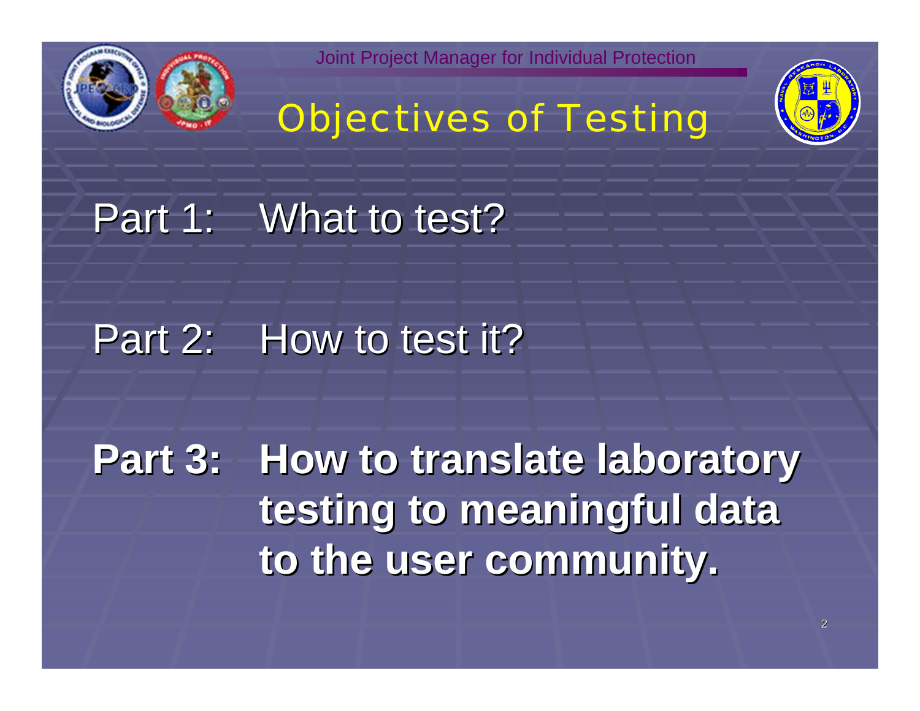# Objectives of Testing

Part 1: What to test?

Part 2: How to test it?

**Part 3: How to translate laboratory testing to meaningful data to the user community.**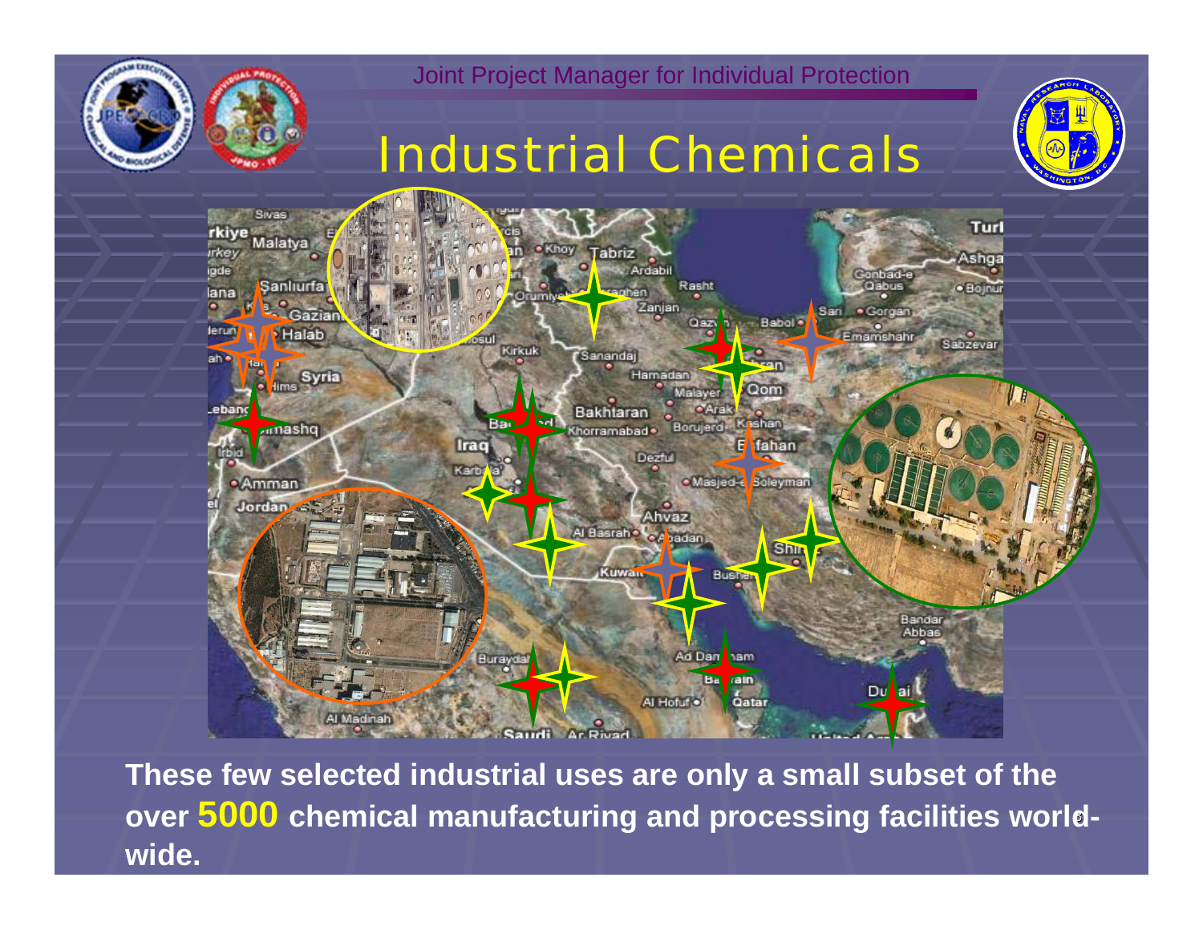Joint Project Manager for Individual Protection

# Industrial Chemicals

**These few selected industrial uses are only a small subset of the over 5000 chemical manufacturing and processing facilities world-wide.**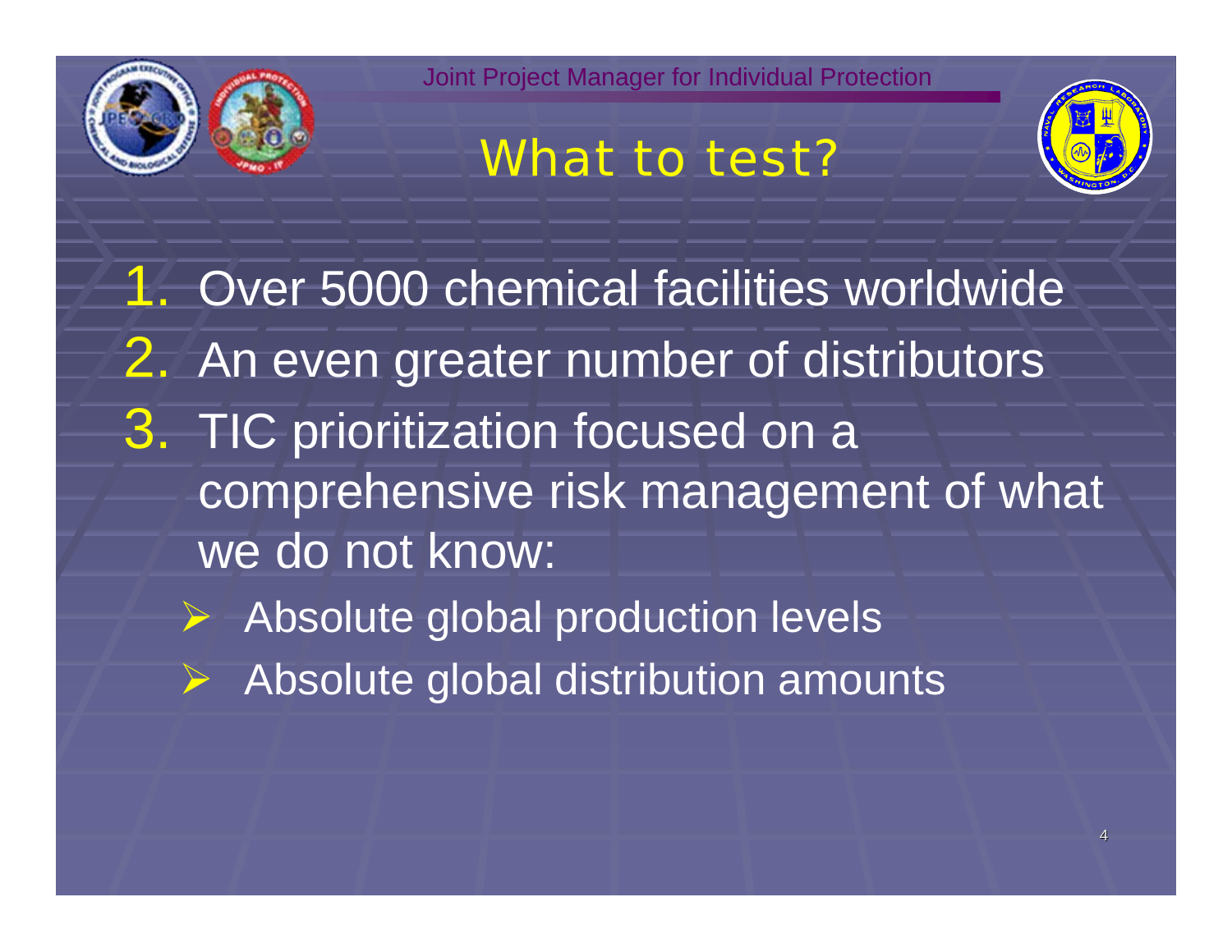# What to test?

1. Over 5000 chemical facilities worldwide
2. An even greater number of distributors
3. TIC prioritization focused on a comprehensive risk management of what we do not know:
   - Absolute global production levels
   - Absolute global distribution amounts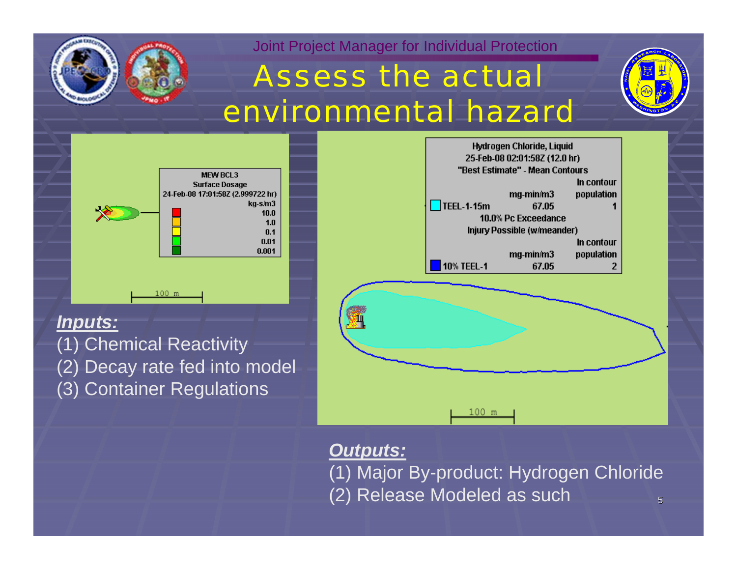# Assess the actual environmental hazard

MEW BCL3
Surface Dosage
24-Feb-08 17:01:58Z (2.999722 hr)

| kg-s/m3 |
| --- |
| 10.0 |
| 1.0 |
| 0.1 |
| 0.01 |
| 0.001 |

100 m

***Inputs:***

(1) Chemical Reactivity
(2) Decay rate fed into model
(3) Container Regulations

Hydrogen Chloride, Liquid
25-Feb-08 02:01:58Z (12.0 hr)
"Best Estimate" - Mean Contours

| | mg-min/m3 | In contour population |
| --- | --- | --- |
| TEEL-1-15m | 67.05 | 1 |

10.0% Pc Exceedance
Injury Possible (w/meander)

| | mg-min/m3 | In contour population |
| --- | --- | --- |
| 10% TEEL-1 | 67.05 | 2 |

100 m

***Outputs:***

(1) Major By-product: Hydrogen Chloride
(2) Release Modeled as such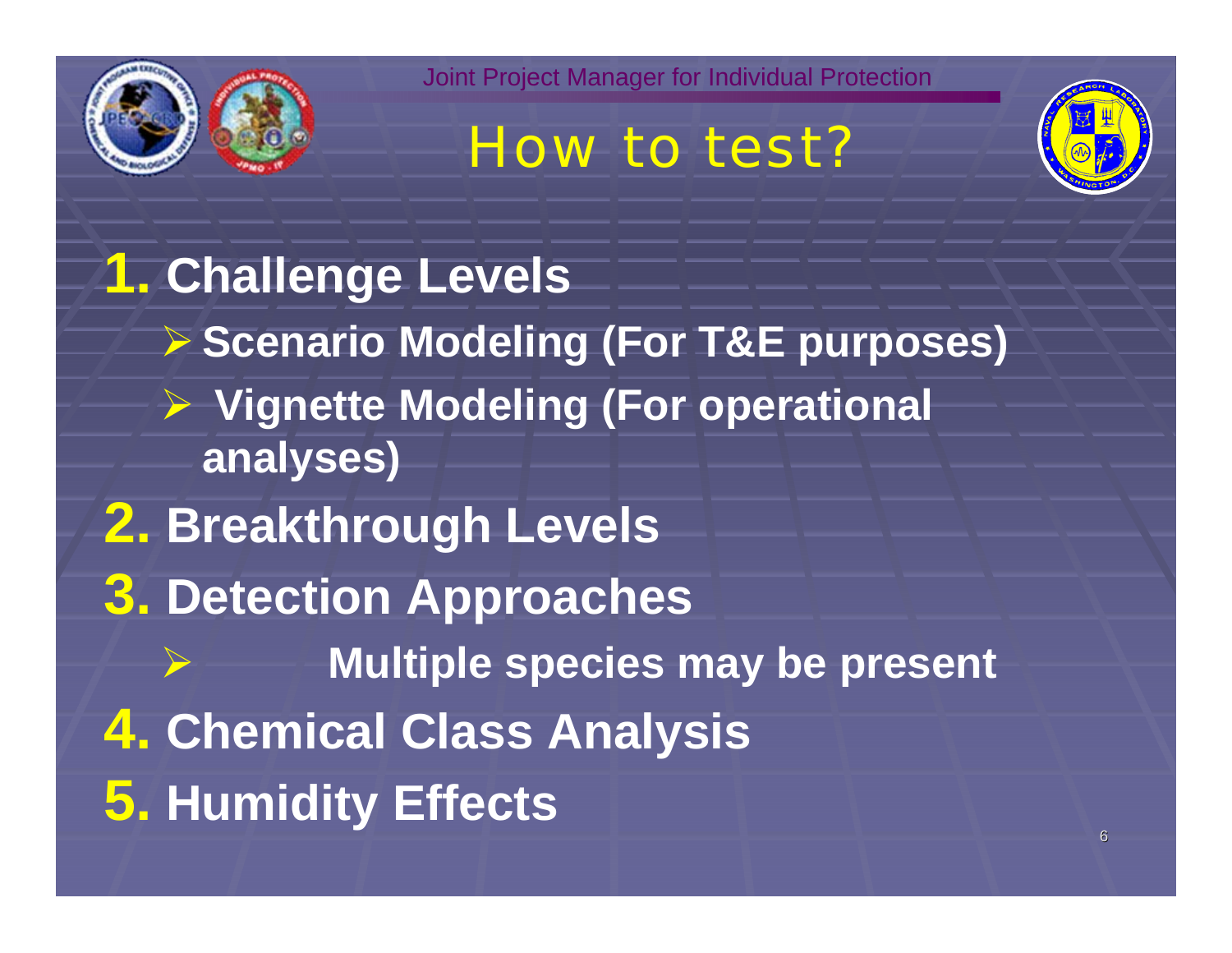# How to test?

1. **Challenge Levels**
   - **Scenario Modeling (For T&E purposes)**
   - **Vignette Modeling (For operational analyses)**
2. **Breakthrough Levels**
3. **Detection Approaches**
   - **Multiple species may be present**
4. **Chemical Class Analysis**
5. **Humidity Effects**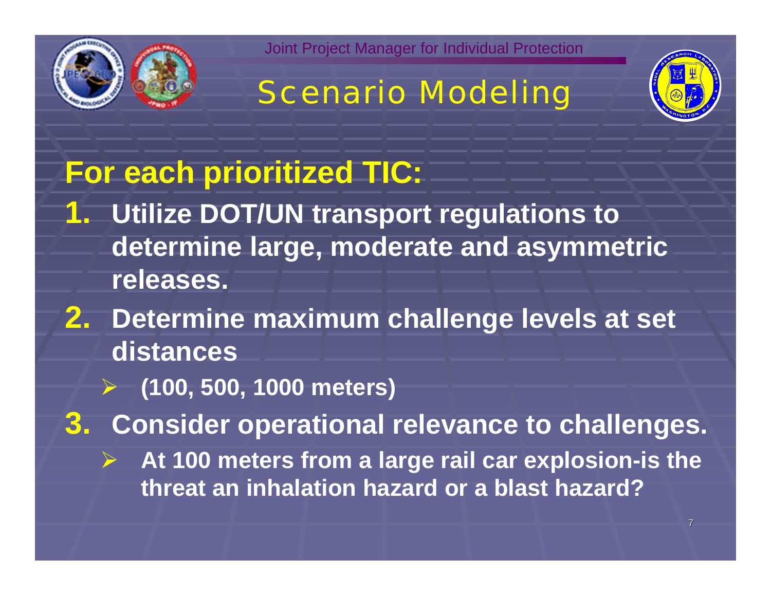# Scenario Modeling

**For each prioritized TIC:**

1. **Utilize DOT/UN transport regulations to determine large, moderate and asymmetric releases.**
2. **Determine maximum challenge levels at set distances**
   - **(100, 500, 1000 meters)**
3. **Consider operational relevance to challenges.**
   - **At 100 meters from a large rail car explosion-is the threat an inhalation hazard or a blast hazard?**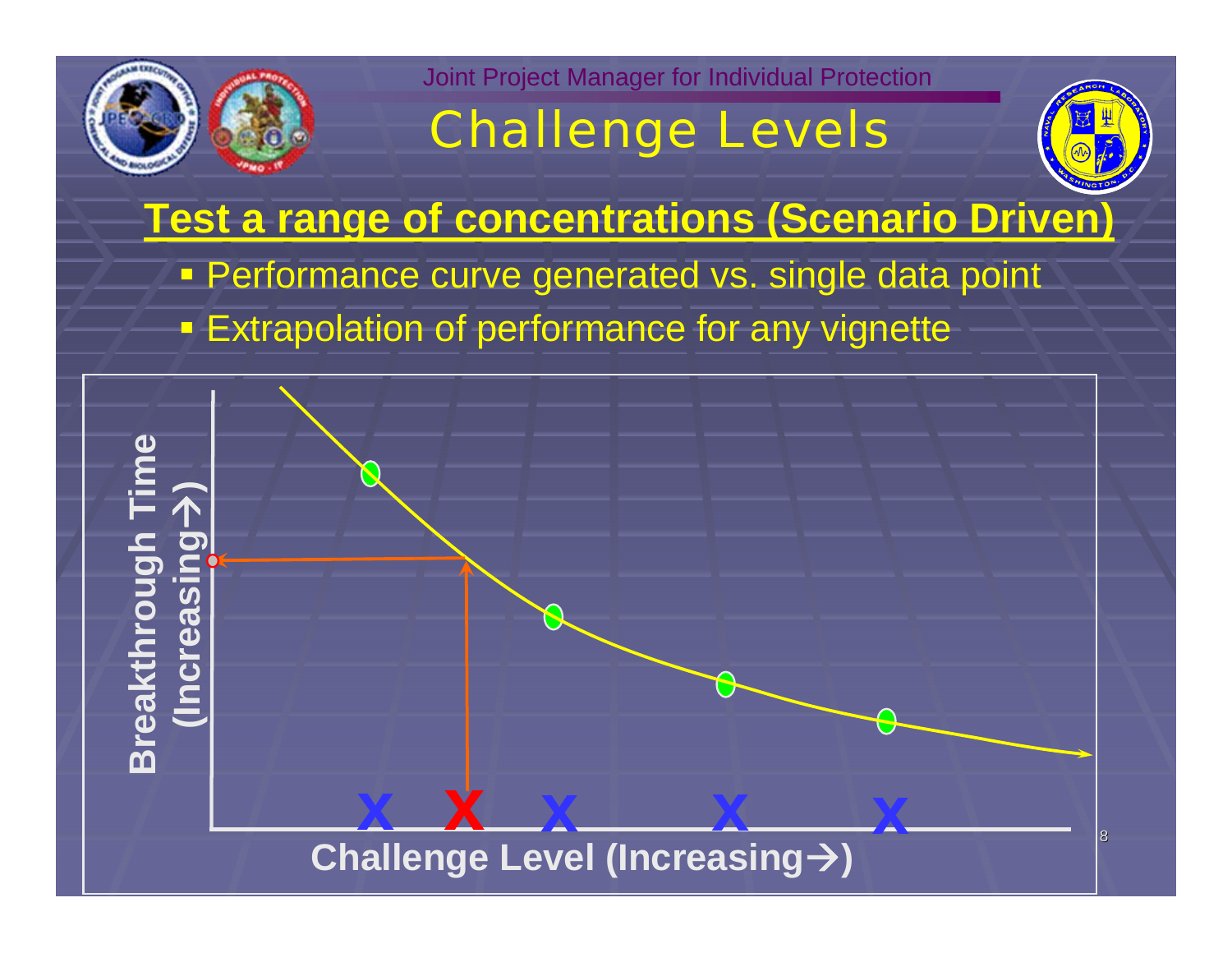# Challenge Levels

## Test a range of concentrations (Scenario Driven)

- Performance curve generated vs. single data point
- Extrapolation of performance for any vignette

Breakthrough Time (Increasing→)

Challenge Level (Increasing→)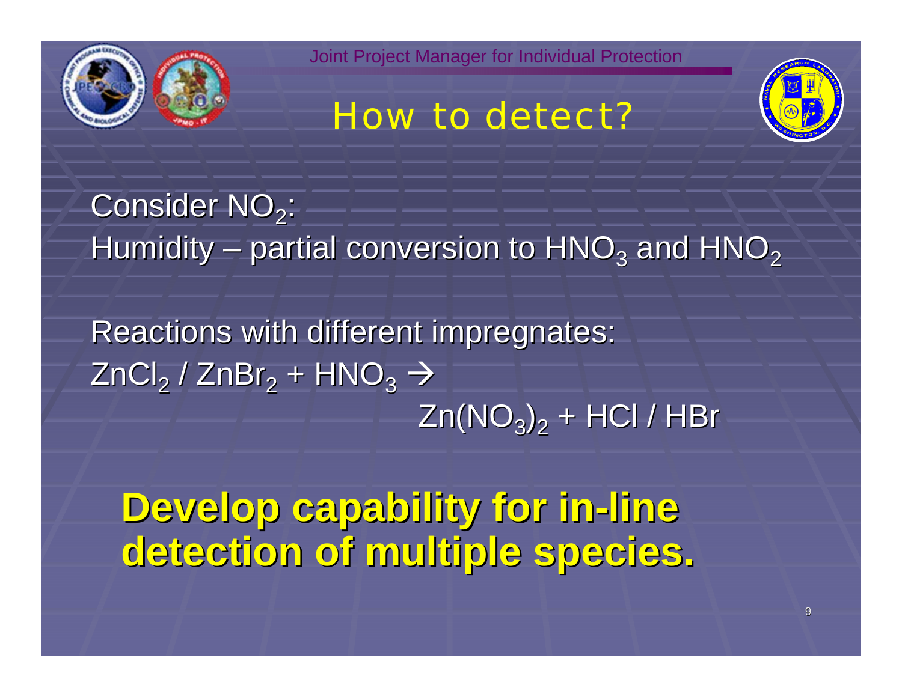# How to detect?

Consider $NO_2$:

Humidity – partial conversion to $HNO_3$ and $HNO_2$

Reactions with different impregnates:

$$ZnCl_2 \;/\; ZnBr_2 + HNO_3 \rightarrow Zn(NO_3)_2 + HCl \;/\; HBr$$

**Develop capability for in-line detection of multiple species.**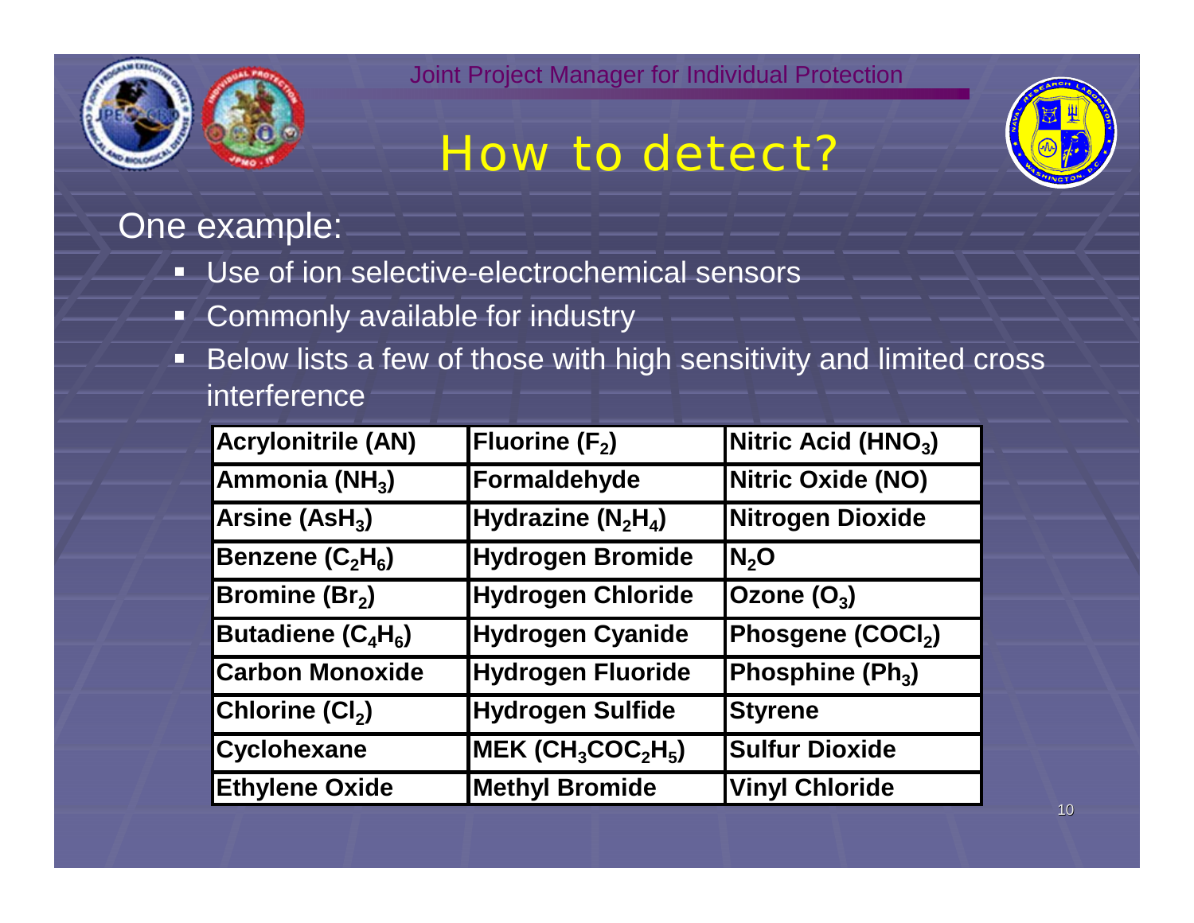Joint Project Manager for Individual Protection

# How to detect?

One example:

- Use of ion selective-electrochemical sensors
- Commonly available for industry
- Below lists a few of those with high sensitivity and limited cross interference

| | | |
|---|---|---|
| **Acrylonitrile (AN)** | **Fluorine ($F_2$)** | **Nitric Acid ($HNO_3$)** |
| **Ammonia ($NH_3$)** | **Formaldehyde** | **Nitric Oxide (NO)** |
| **Arsine ($AsH_3$)** | **Hydrazine ($N_2H_4$)** | **Nitrogen Dioxide** |
| **Benzene ($C_2H_6$)** | **Hydrogen Bromide** | **$N_2O$** |
| **Bromine ($Br_2$)** | **Hydrogen Chloride** | **Ozone ($O_3$)** |
| **Butadiene ($C_4H_6$)** | **Hydrogen Cyanide** | **Phosgene ($COCl_2$)** |
| **Carbon Monoxide** | **Hydrogen Fluoride** | **Phosphine ($Ph_3$)** |
| **Chlorine ($Cl_2$)** | **Hydrogen Sulfide** | **Styrene** |
| **Cyclohexane** | **MEK ($CH_3COC_2H_5$)** | **Sulfur Dioxide** |
| **Ethylene Oxide** | **Methyl Bromide** | **Vinyl Chloride** |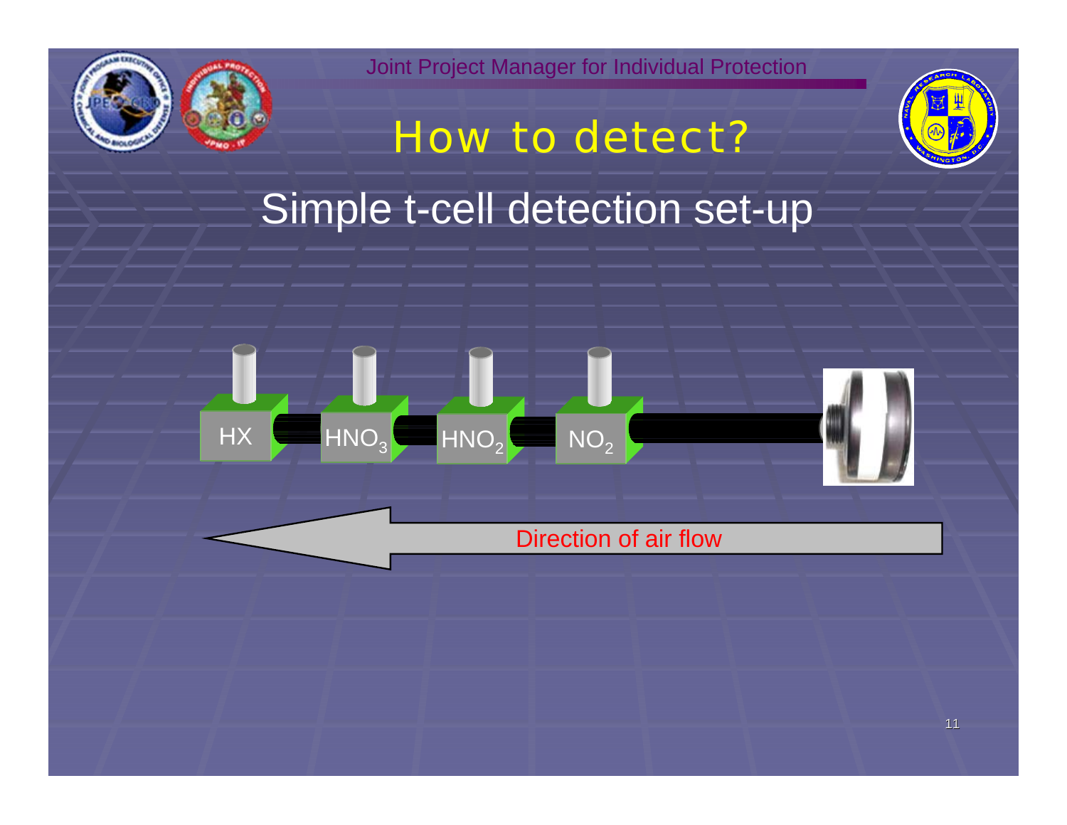# How to detect?

## Simple t-cell detection set-up

HX — $HNO_3$ — $HNO_2$ — $NO_2$

Direction of air flow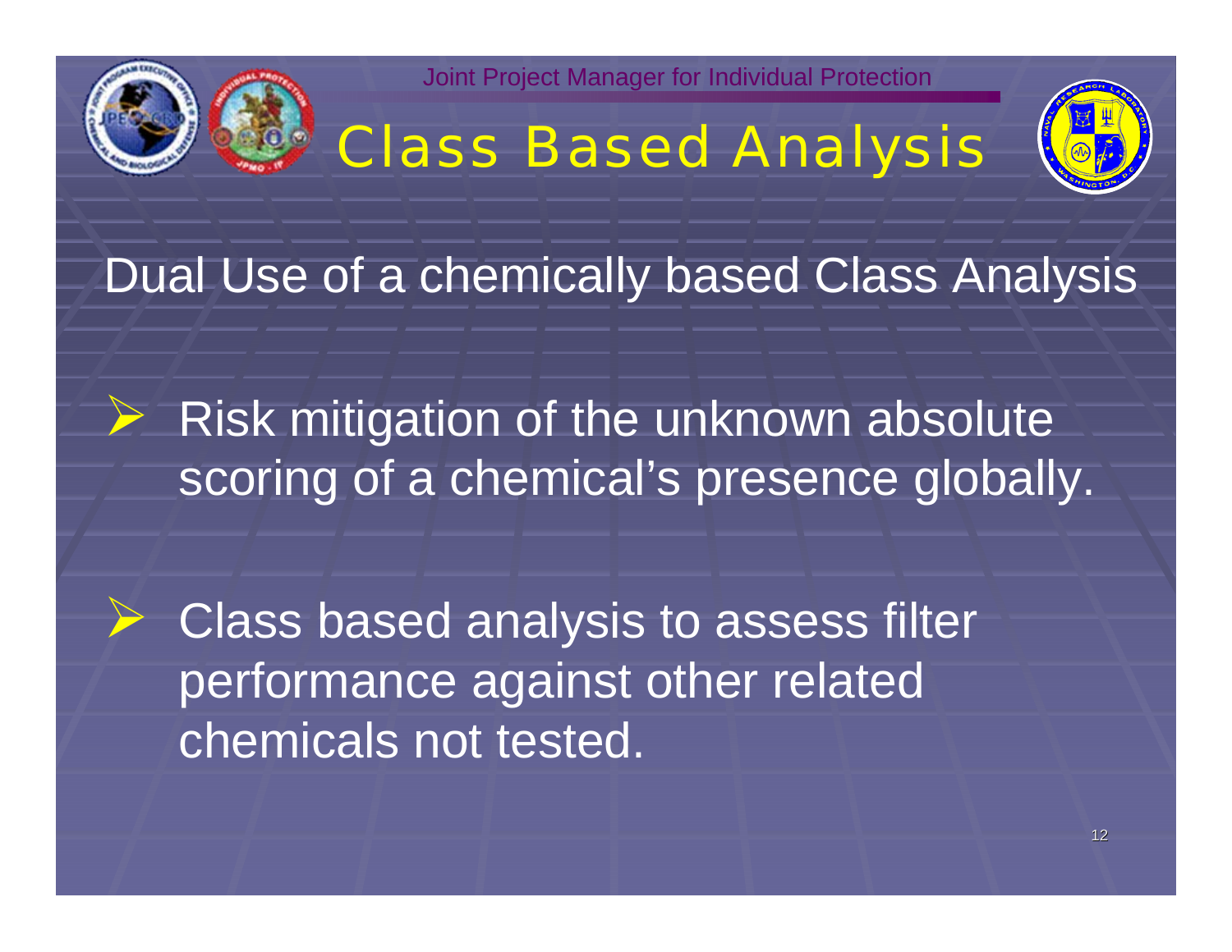# Class Based Analysis

Dual Use of a chemically based Class Analysis

- Risk mitigation of the unknown absolute scoring of a chemical's presence globally.
- Class based analysis to assess filter performance against other related chemicals not tested.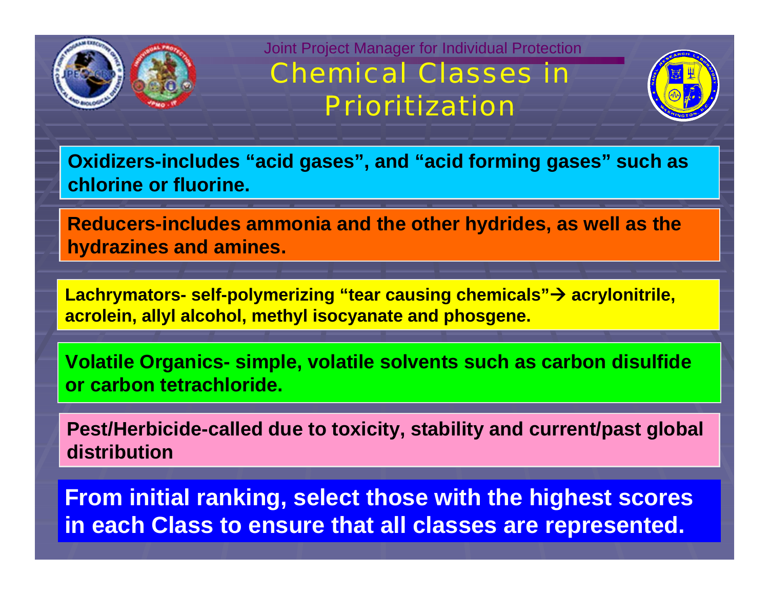Joint Project Manager for Individual Protection

# Chemical Classes in Prioritization

**Oxidizers-includes “acid gases”, and “acid forming gases” such as chlorine or fluorine.**

**Reducers-includes ammonia and the other hydrides, as well as the hydrazines and amines.**

**Lachrymators- self-polymerizing “tear causing chemicals”→ acrylonitrile, acrolein, allyl alcohol, methyl isocyanate and phosgene.**

**Volatile Organics- simple, volatile solvents such as carbon disulfide or carbon tetrachloride.**

**Pest/Herbicide-called due to toxicity, stability and current/past global distribution**

**From initial ranking, select those with the highest scores in each Class to ensure that all classes are represented.**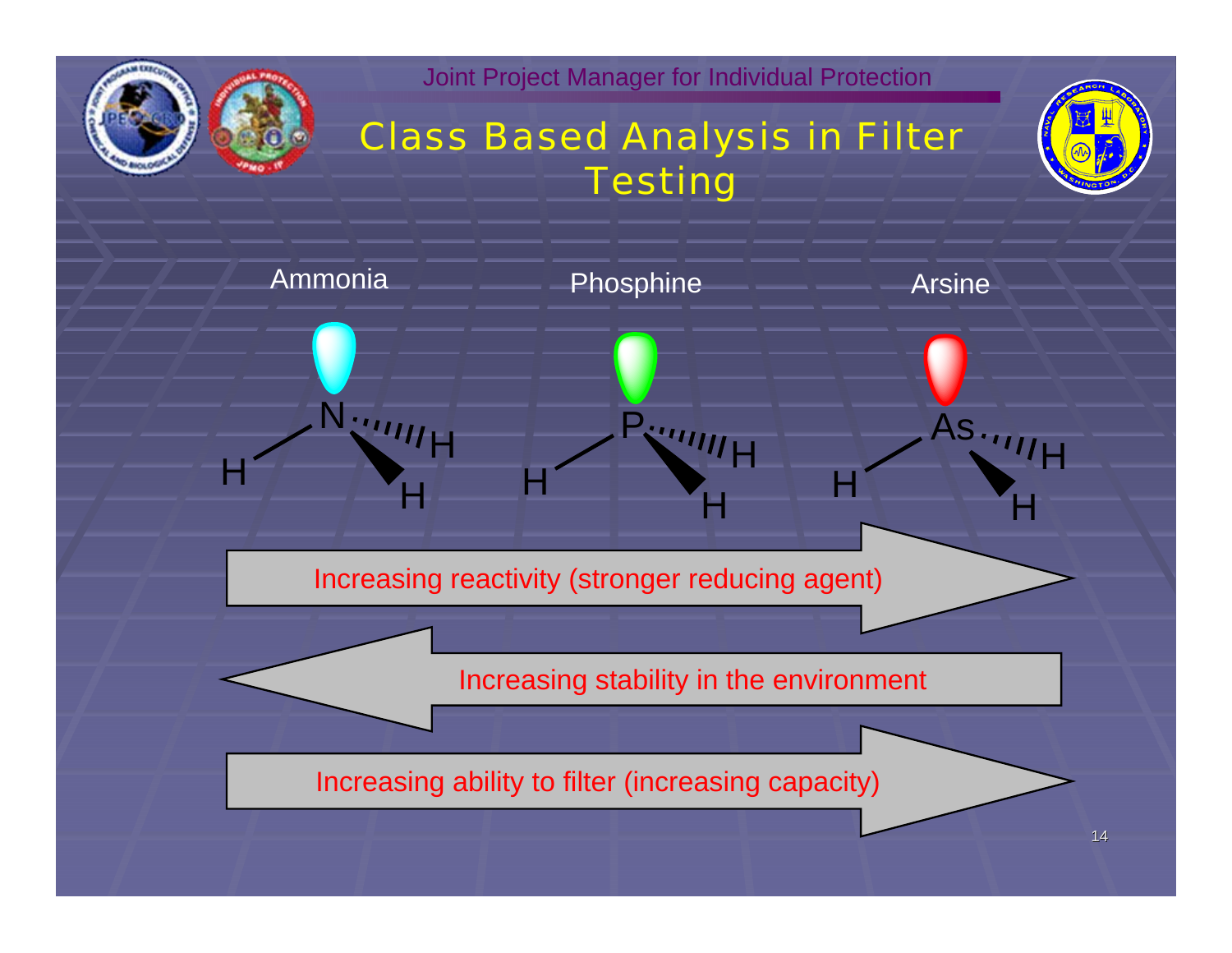# Class Based Analysis in Filter Testing

| Ammonia | Phosphine | Arsine |
| --- | --- | --- |
| $NH_3$ | $PH_3$ | $AsH_3$ |

→ Increasing reactivity (stronger reducing agent)

← Increasing stability in the environment

→ Increasing ability to filter (increasing capacity)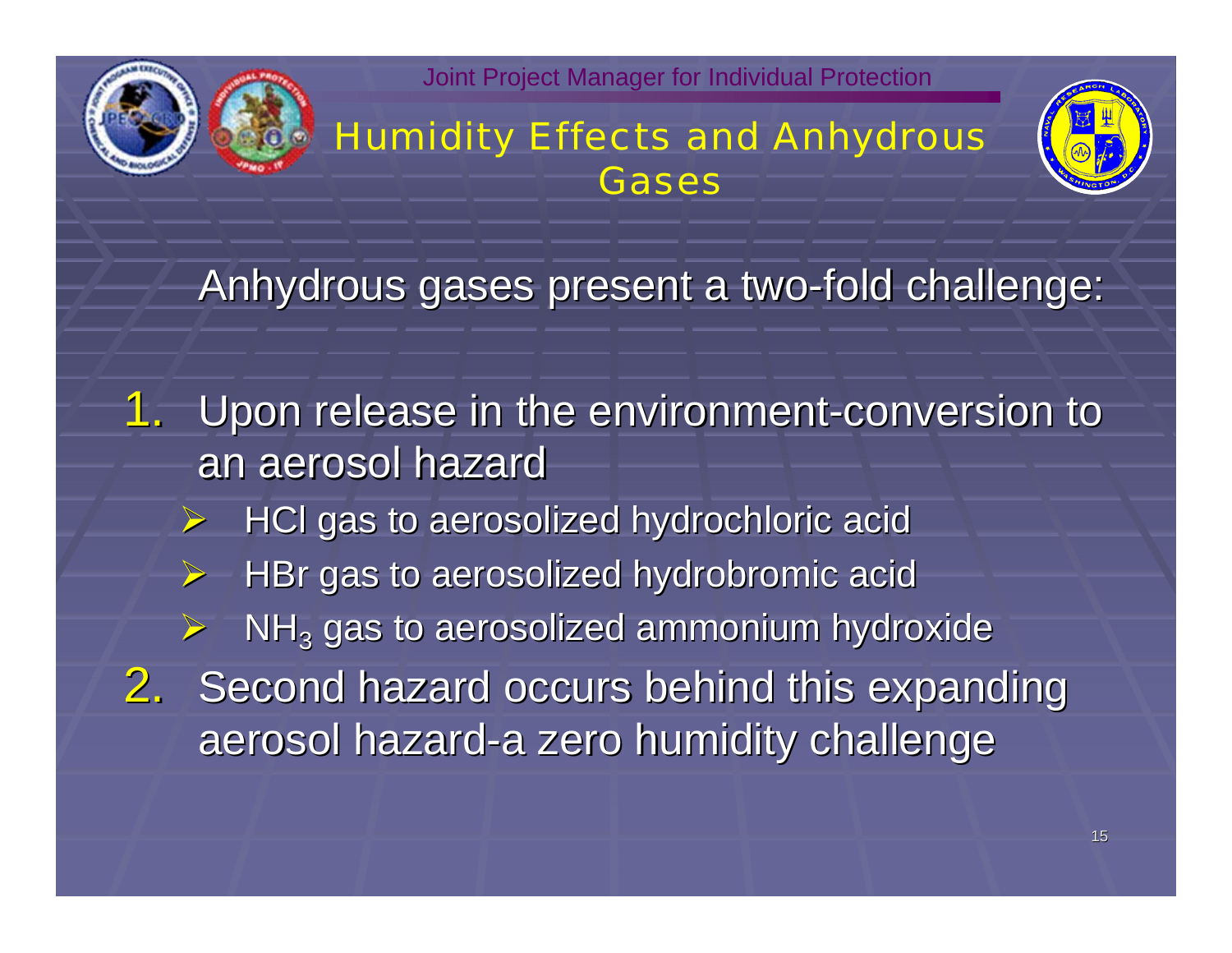# Humidity Effects and Anhydrous Gases

Anhydrous gases present a two-fold challenge:

1. Upon release in the environment-conversion to an aerosol hazard
   - HCl gas to aerosolized hydrochloric acid
   - HBr gas to aerosolized hydrobromic acid
   - $NH_3$ gas to aerosolized ammonium hydroxide
2. Second hazard occurs behind this expanding aerosol hazard-a zero humidity challenge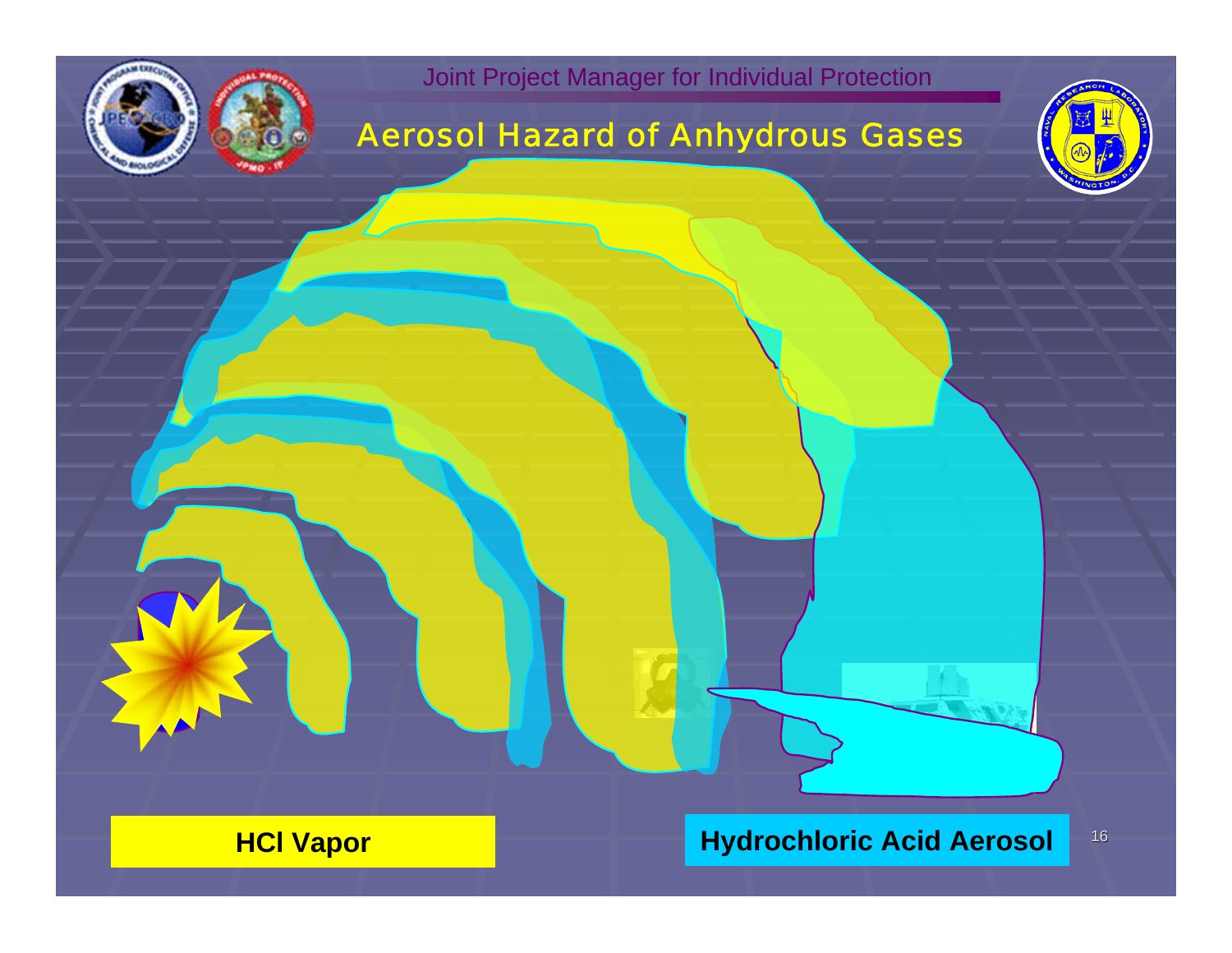# Aerosol Hazard of Anhydrous Gases

**HCl Vapor**

**Hydrochloric Acid Aerosol**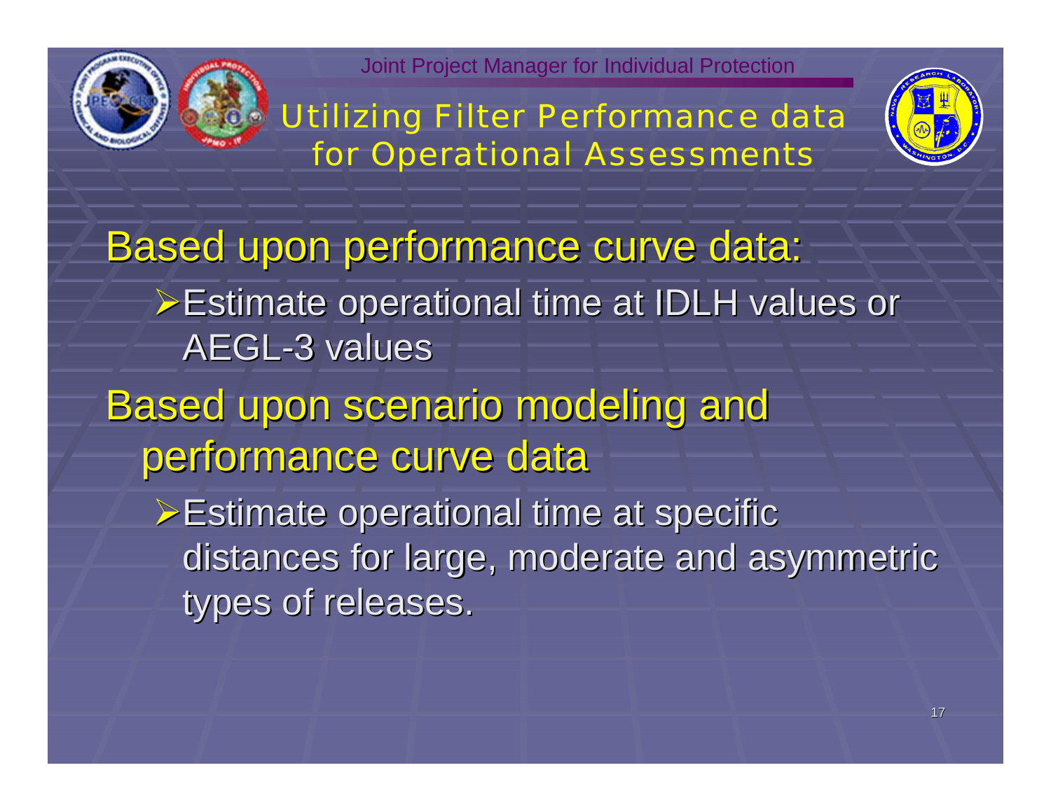Joint Project Manager for Individual Protection

# Utilizing Filter Performance data for Operational Assessments

## Based upon performance curve data:

- Estimate operational time at IDLH values or AEGL-3 values

## Based upon scenario modeling and performance curve data

- Estimate operational time at specific distances for large, moderate and asymmetric types of releases.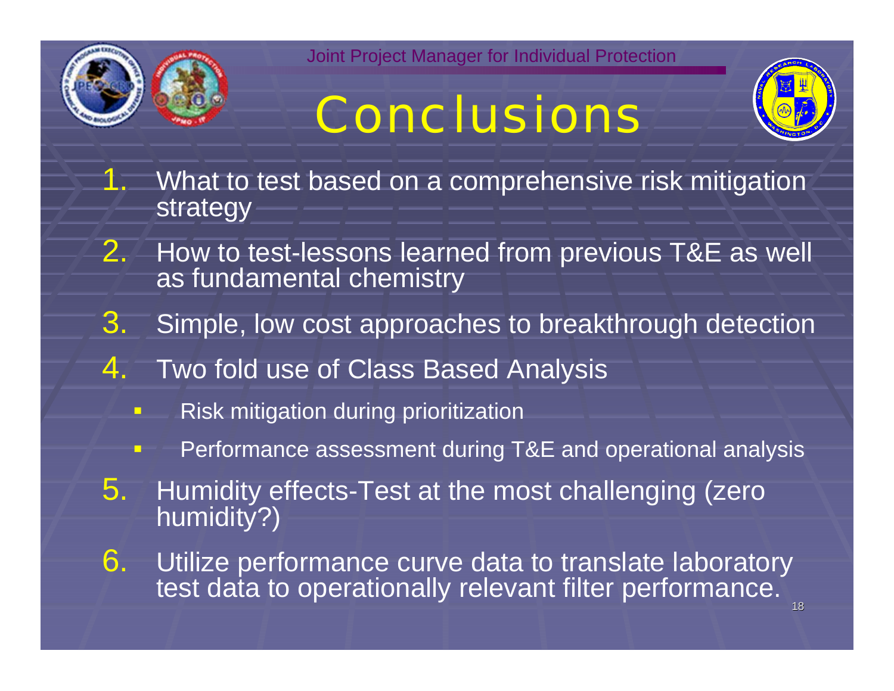Joint Project Manager for Individual Protection

# Conclusions

1. What to test based on a comprehensive risk mitigation strategy
2. How to test-lessons learned from previous T&E as well as fundamental chemistry
3. Simple, low cost approaches to breakthrough detection
4. Two fold use of Class Based Analysis
   - Risk mitigation during prioritization
   - Performance assessment during T&E and operational analysis
5. Humidity effects-Test at the most challenging (zero humidity?)
6. Utilize performance curve data to translate laboratory test data to operationally relevant filter performance.